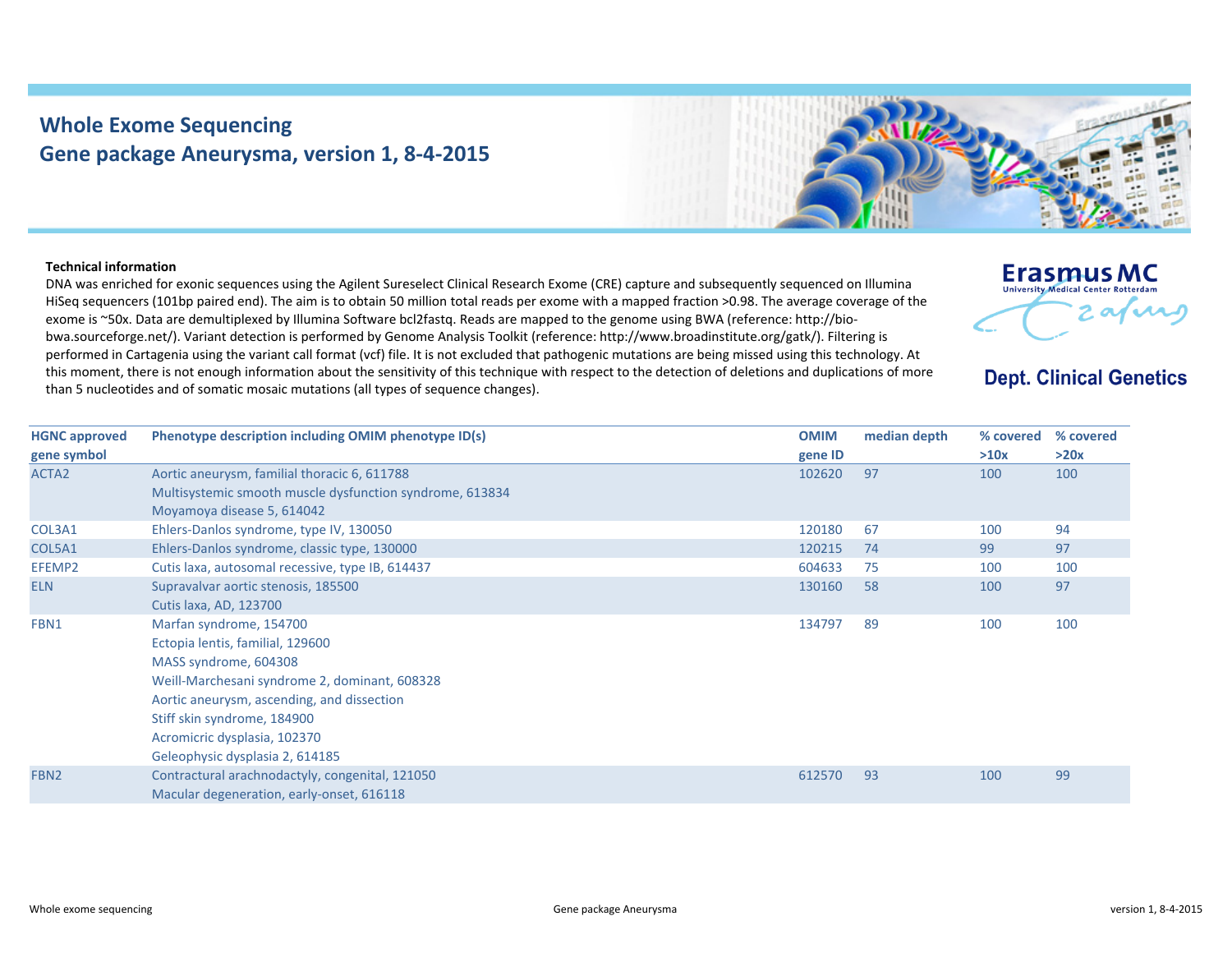# Whole Exome Sequencing
## Gene package Aneurysma, version 1, 8-4-2015

Erasmus MC
University Medical Center Rotterdam

**Dept. Clinical Genetics**

**Technical information**

DNA was enriched for exonic sequences using the Agilent Sureselect Clinical Research Exome (CRE) capture and subsequently sequenced on Illumina HiSeq sequencers (101bp paired end). The aim is to obtain 50 million total reads per exome with a mapped fraction >0.98. The average coverage of the exome is ~50x. Data are demultiplexed by Illumina Software bcl2fastq. Reads are mapped to the genome using BWA (reference: http://bio-bwa.sourceforge.net/). Variant detection is performed by Genome Analysis Toolkit (reference: http://www.broadinstitute.org/gatk/). Filtering is performed in Cartagenia using the variant call format (vcf) file. It is not excluded that pathogenic mutations are being missed using this technology. At this moment, there is not enough information about the sensitivity of this technique with respect to the detection of deletions and duplications of more than 5 nucleotides and of somatic mosaic mutations (all types of sequence changes).

| HGNC approved gene symbol | Phenotype description including OMIM phenotype ID(s) | OMIM gene ID | median depth | % covered >10x | % covered >20x |
|---|---|---|---|---|---|
| ACTA2 | Aortic aneurysm, familial thoracic 6, 611788<br>Multisystemic smooth muscle dysfunction syndrome, 613834<br>Moyamoya disease 5, 614042 | 102620 | 97 | 100 | 100 |
| COL3A1 | Ehlers-Danlos syndrome, type IV, 130050 | 120180 | 67 | 100 | 94 |
| COL5A1 | Ehlers-Danlos syndrome, classic type, 130000 | 120215 | 74 | 99 | 97 |
| EFEMP2 | Cutis laxa, autosomal recessive, type IB, 614437 | 604633 | 75 | 100 | 100 |
| ELN | Supravalvar aortic stenosis, 185500<br>Cutis laxa, AD, 123700 | 130160 | 58 | 100 | 97 |
| FBN1 | Marfan syndrome, 154700<br>Ectopia lentis, familial, 129600<br>MASS syndrome, 604308<br>Weill-Marchesani syndrome 2, dominant, 608328<br>Aortic aneurysm, ascending, and dissection<br>Stiff skin syndrome, 184900<br>Acromicric dysplasia, 102370<br>Geleophysic dysplasia 2, 614185 | 134797 | 89 | 100 | 100 |
| FBN2 | Contractural arachnodactyly, congenital, 121050<br>Macular degeneration, early-onset, 616118 | 612570 | 93 | 100 | 99 |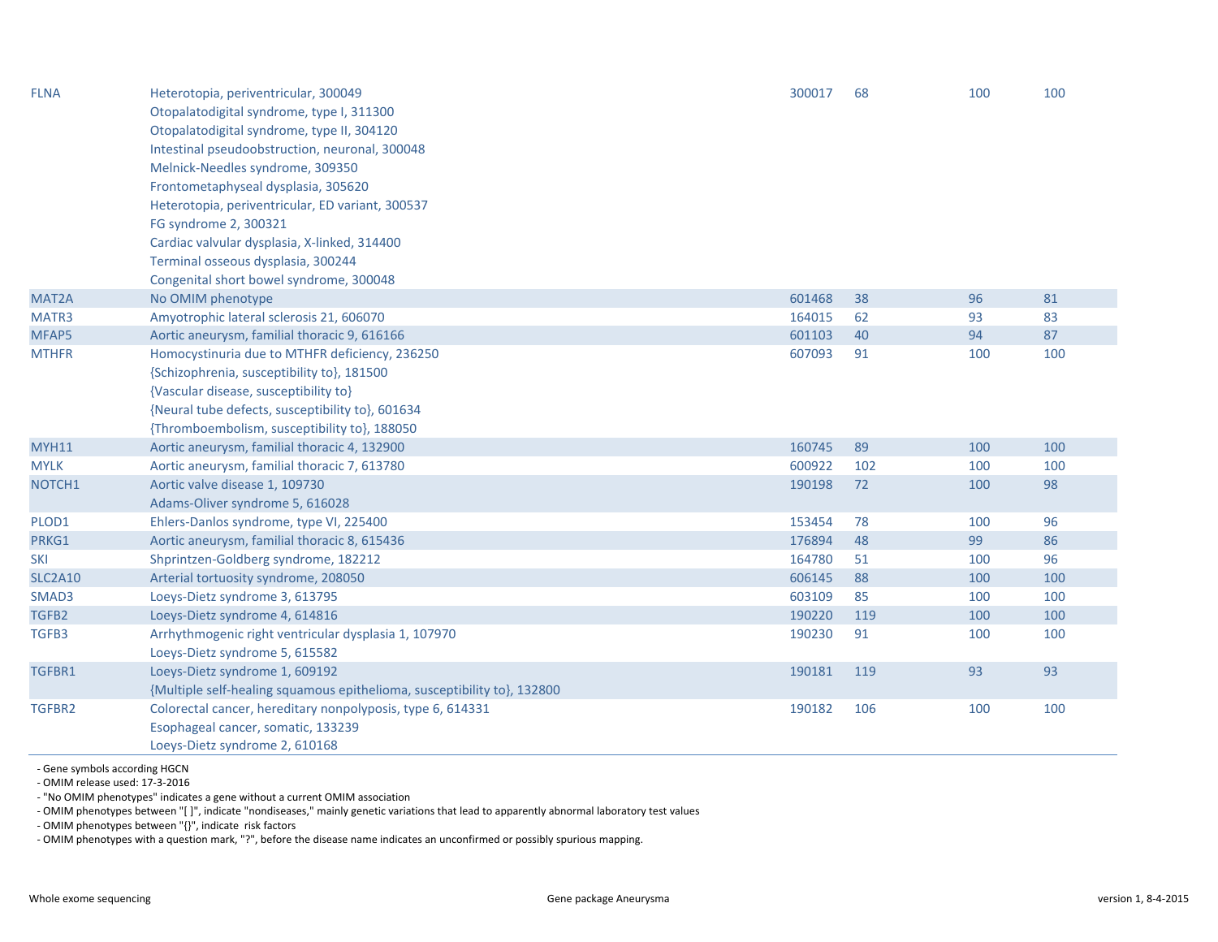| | | | | | |
|---|---|---|---|---|---|
| FLNA | Heterotopia, periventricular, 300049 | 300017 | 68 | 100 | 100 |
| | Otopalatodigital syndrome, type I, 311300 | | | | |
| | Otopalatodigital syndrome, type II, 304120 | | | | |
| | Intestinal pseudoobstruction, neuronal, 300048 | | | | |
| | Melnick-Needles syndrome, 309350 | | | | |
| | Frontometaphyseal dysplasia, 305620 | | | | |
| | Heterotopia, periventricular, ED variant, 300537 | | | | |
| | FG syndrome 2, 300321 | | | | |
| | Cardiac valvular dysplasia, X-linked, 314400 | | | | |
| | Terminal osseous dysplasia, 300244 | | | | |
| | Congenital short bowel syndrome, 300048 | | | | |
| MAT2A | No OMIM phenotype | 601468 | 38 | 96 | 81 |
| MATR3 | Amyotrophic lateral sclerosis 21, 606070 | 164015 | 62 | 93 | 83 |
| MFAP5 | Aortic aneurysm, familial thoracic 9, 616166 | 601103 | 40 | 94 | 87 |
| MTHFR | Homocystinuria due to MTHFR deficiency, 236250 | 607093 | 91 | 100 | 100 |
| | {Schizophrenia, susceptibility to}, 181500 | | | | |
| | {Vascular disease, susceptibility to} | | | | |
| | {Neural tube defects, susceptibility to}, 601634 | | | | |
| | {Thromboembolism, susceptibility to}, 188050 | | | | |
| MYH11 | Aortic aneurysm, familial thoracic 4, 132900 | 160745 | 89 | 100 | 100 |
| MYLK | Aortic aneurysm, familial thoracic 7, 613780 | 600922 | 102 | 100 | 100 |
| NOTCH1 | Aortic valve disease 1, 109730 | 190198 | 72 | 100 | 98 |
| | Adams-Oliver syndrome 5, 616028 | | | | |
| PLOD1 | Ehlers-Danlos syndrome, type VI, 225400 | 153454 | 78 | 100 | 96 |
| PRKG1 | Aortic aneurysm, familial thoracic 8, 615436 | 176894 | 48 | 99 | 86 |
| SKI | Shprintzen-Goldberg syndrome, 182212 | 164780 | 51 | 100 | 96 |
| SLC2A10 | Arterial tortuosity syndrome, 208050 | 606145 | 88 | 100 | 100 |
| SMAD3 | Loeys-Dietz syndrome 3, 613795 | 603109 | 85 | 100 | 100 |
| TGFB2 | Loeys-Dietz syndrome 4, 614816 | 190220 | 119 | 100 | 100 |
| TGFB3 | Arrhythmogenic right ventricular dysplasia 1, 107970 | 190230 | 91 | 100 | 100 |
| | Loeys-Dietz syndrome 5, 615582 | | | | |
| TGFBR1 | Loeys-Dietz syndrome 1, 609192 | 190181 | 119 | 93 | 93 |
| | {Multiple self-healing squamous epithelioma, susceptibility to}, 132800 | | | | |
| TGFBR2 | Colorectal cancer, hereditary nonpolyposis, type 6, 614331 | 190182 | 106 | 100 | 100 |
| | Esophageal cancer, somatic, 133239 | | | | |
| | Loeys-Dietz syndrome 2, 610168 | | | | |

- Gene symbols according HGCN
- OMIM release used: 17-3-2016
- "No OMIM phenotypes" indicates a gene without a current OMIM association
- OMIM phenotypes between "[ ]", indicate "nondiseases," mainly genetic variations that lead to apparently abnormal laboratory test values
- OMIM phenotypes between "{}", indicate risk factors
- OMIM phenotypes with a question mark, "?", before the disease name indicates an unconfirmed or possibly spurious mapping.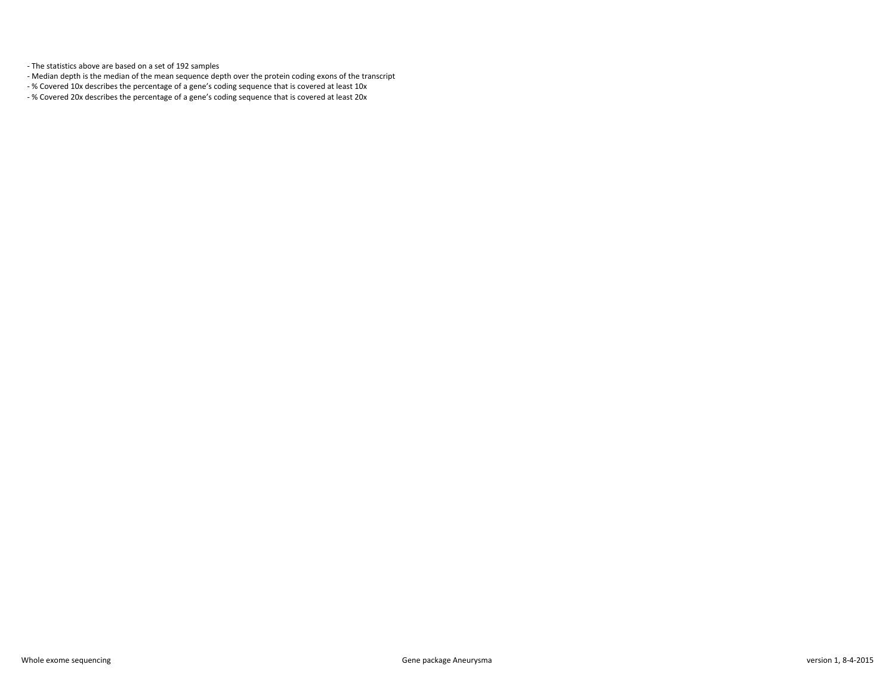- The statistics above are based on a set of 192 samples
- Median depth is the median of the mean sequence depth over the protein coding exons of the transcript
- % Covered 10x describes the percentage of a gene's coding sequence that is covered at least 10x
- % Covered 20x describes the percentage of a gene's coding sequence that is covered at least 20x